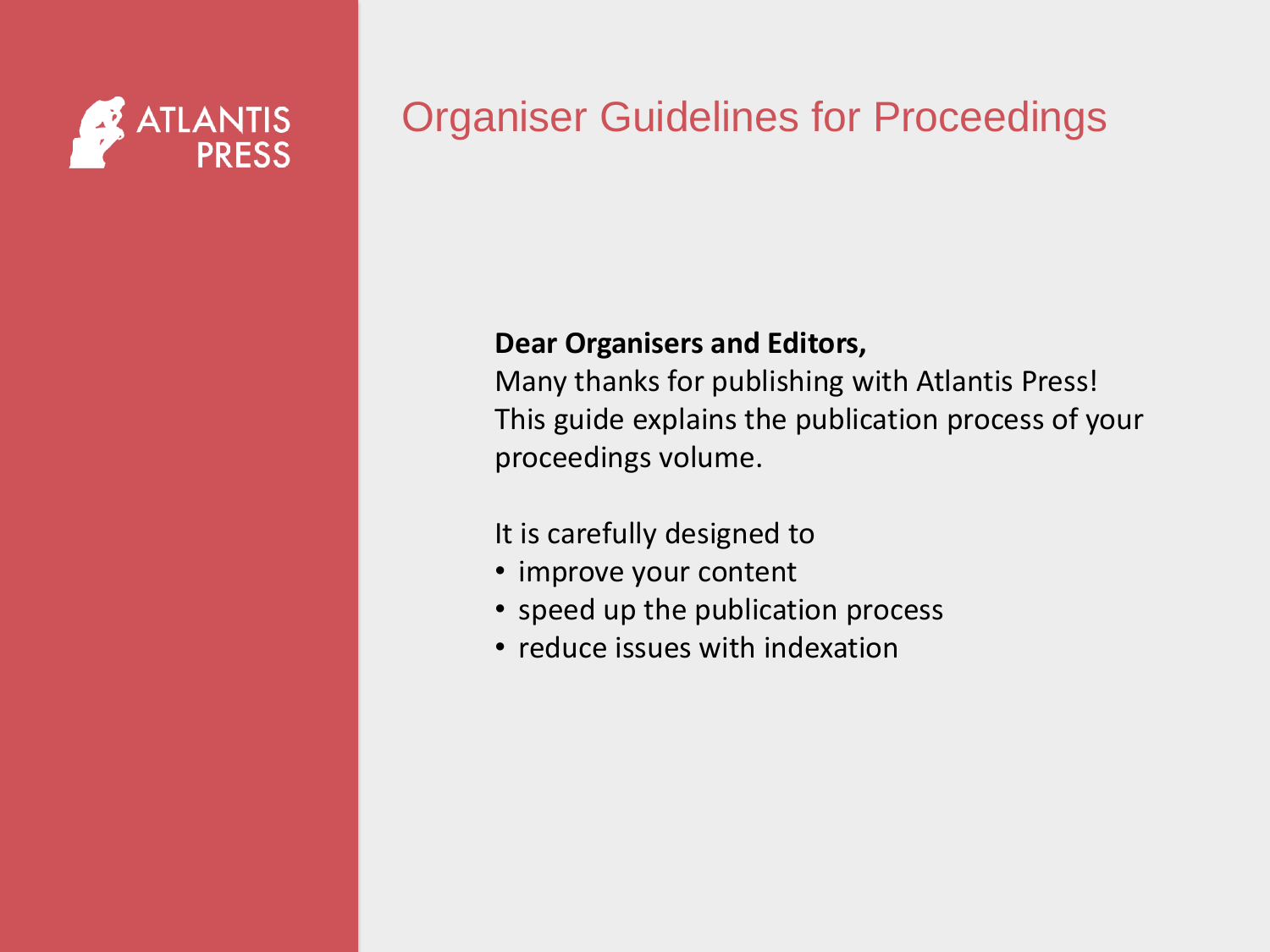ATLANTIS PRESS

# Organiser Guidelines for Proceedings

**Dear Organisers and Editors,**
Many thanks for publishing with Atlantis Press!
This guide explains the publication process of your proceedings volume.

It is carefully designed to

- improve your content
- speed up the publication process
- reduce issues with indexation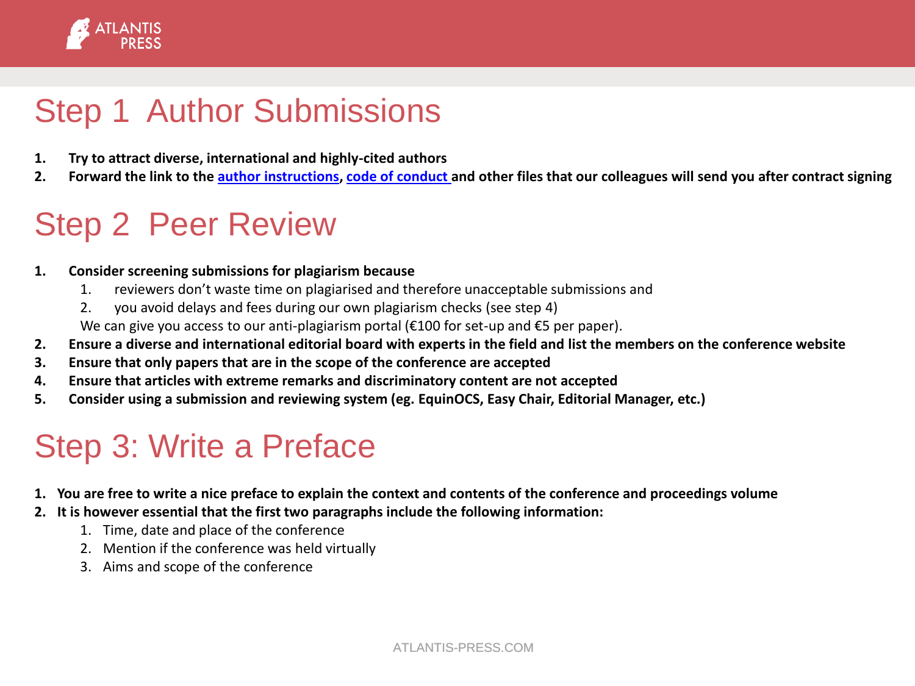## Step 1 Author Submissions

1. **Try to attract diverse, international and highly-cited authors**
2. **Forward the link to the author instructions, code of conduct and other files that our colleagues will send you after contract signing**

## Step 2 Peer Review

1. **Consider screening submissions for plagiarism because**
    1. reviewers don't waste time on plagiarised and therefore unacceptable submissions and
    2. you avoid delays and fees during our own plagiarism checks (see step 4)

    We can give you access to our anti-plagiarism portal (€100 for set-up and €5 per paper).
2. **Ensure a diverse and international editorial board with experts in the field and list the members on the conference website**
3. **Ensure that only papers that are in the scope of the conference are accepted**
4. **Ensure that articles with extreme remarks and discriminatory content are not accepted**
5. **Consider using a submission and reviewing system (eg. EquinOCS, Easy Chair, Editorial Manager, etc.)**

## Step 3: Write a Preface

1. **You are free to write a nice preface to explain the context and contents of the conference and proceedings volume**
2. **It is however essential that the first two paragraphs include the following information:**
    1. Time, date and place of the conference
    2. Mention if the conference was held virtually
    3. Aims and scope of the conference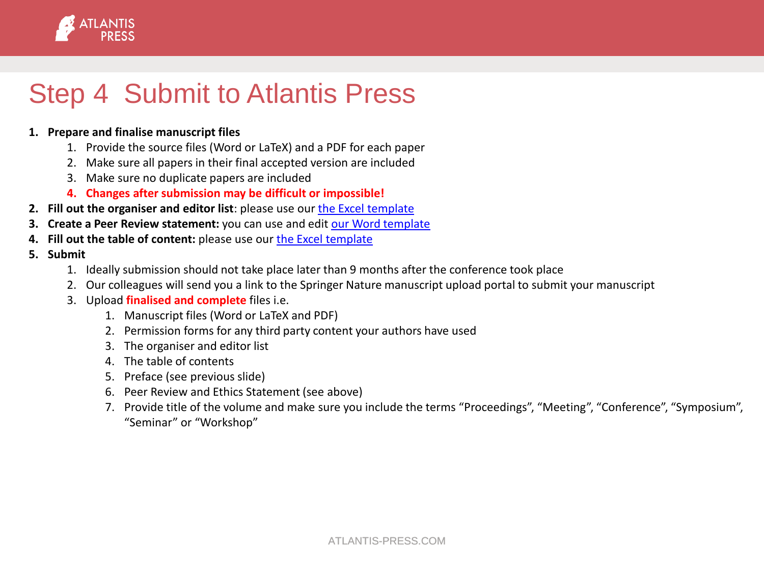# Step 4 Submit to Atlantis Press

1. **Prepare and finalise manuscript files**
   1. Provide the source files (Word or LaTeX) and a PDF for each paper
   2. Make sure all papers in their final accepted version are included
   3. Make sure no duplicate papers are included
   4. **Changes after submission may be difficult or impossible!**
2. **Fill out the organiser and editor list**: please use our the Excel template
3. **Create a Peer Review statement:** you can use and edit our Word template
4. **Fill out the table of content:** please use our the Excel template
5. **Submit**
   1. Ideally submission should not take place later than 9 months after the conference took place
   2. Our colleagues will send you a link to the Springer Nature manuscript upload portal to submit your manuscript
   3. Upload **finalised and complete** files i.e.
      1. Manuscript files (Word or LaTeX and PDF)
      2. Permission forms for any third party content your authors have used
      3. The organiser and editor list
      4. The table of contents
      5. Preface (see previous slide)
      6. Peer Review and Ethics Statement (see above)
      7. Provide title of the volume and make sure you include the terms “Proceedings”, “Meeting”, “Conference”, “Symposium”, “Seminar” or “Workshop”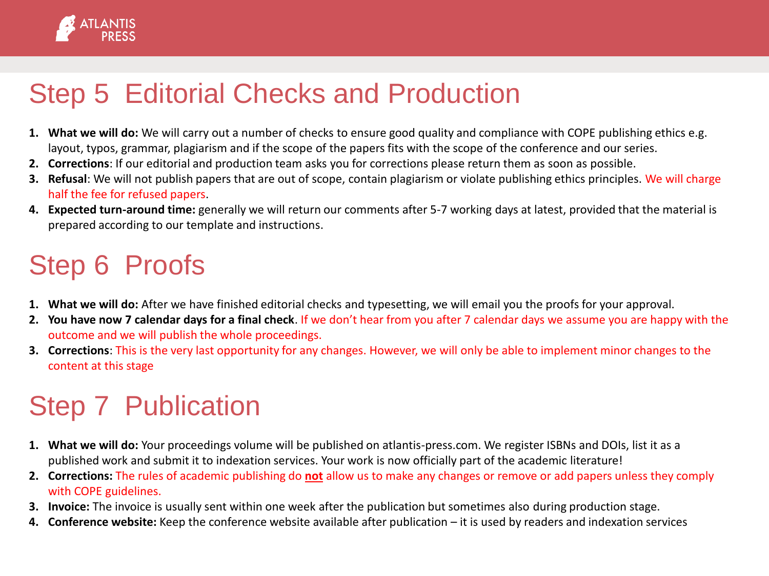## Step 5 Editorial Checks and Production

1. **What we will do:** We will carry out a number of checks to ensure good quality and compliance with COPE publishing ethics e.g. layout, typos, grammar, plagiarism and if the scope of the papers fits with the scope of the conference and our series.
2. **Corrections**: If our editorial and production team asks you for corrections please return them as soon as possible.
3. **Refusal**: We will not publish papers that are out of scope, contain plagiarism or violate publishing ethics principles. We will charge half the fee for refused papers.
4. **Expected turn-around time:** generally we will return our comments after 5-7 working days at latest, provided that the material is prepared according to our template and instructions.

## Step 6 Proofs

1. **What we will do:** After we have finished editorial checks and typesetting, we will email you the proofs for your approval.
2. **You have now 7 calendar days for a final check**. If we don't hear from you after 7 calendar days we assume you are happy with the outcome and we will publish the whole proceedings.
3. **Corrections**: This is the very last opportunity for any changes. However, we will only be able to implement minor changes to the content at this stage

## Step 7 Publication

1. **What we will do:** Your proceedings volume will be published on atlantis-press.com. We register ISBNs and DOIs, list it as a published work and submit it to indexation services. Your work is now officially part of the academic literature!
2. **Corrections:** The rules of academic publishing do **not** allow us to make any changes or remove or add papers unless they comply with COPE guidelines.
3. **Invoice:** The invoice is usually sent within one week after the publication but sometimes also during production stage.
4. **Conference website:** Keep the conference website available after publication – it is used by readers and indexation services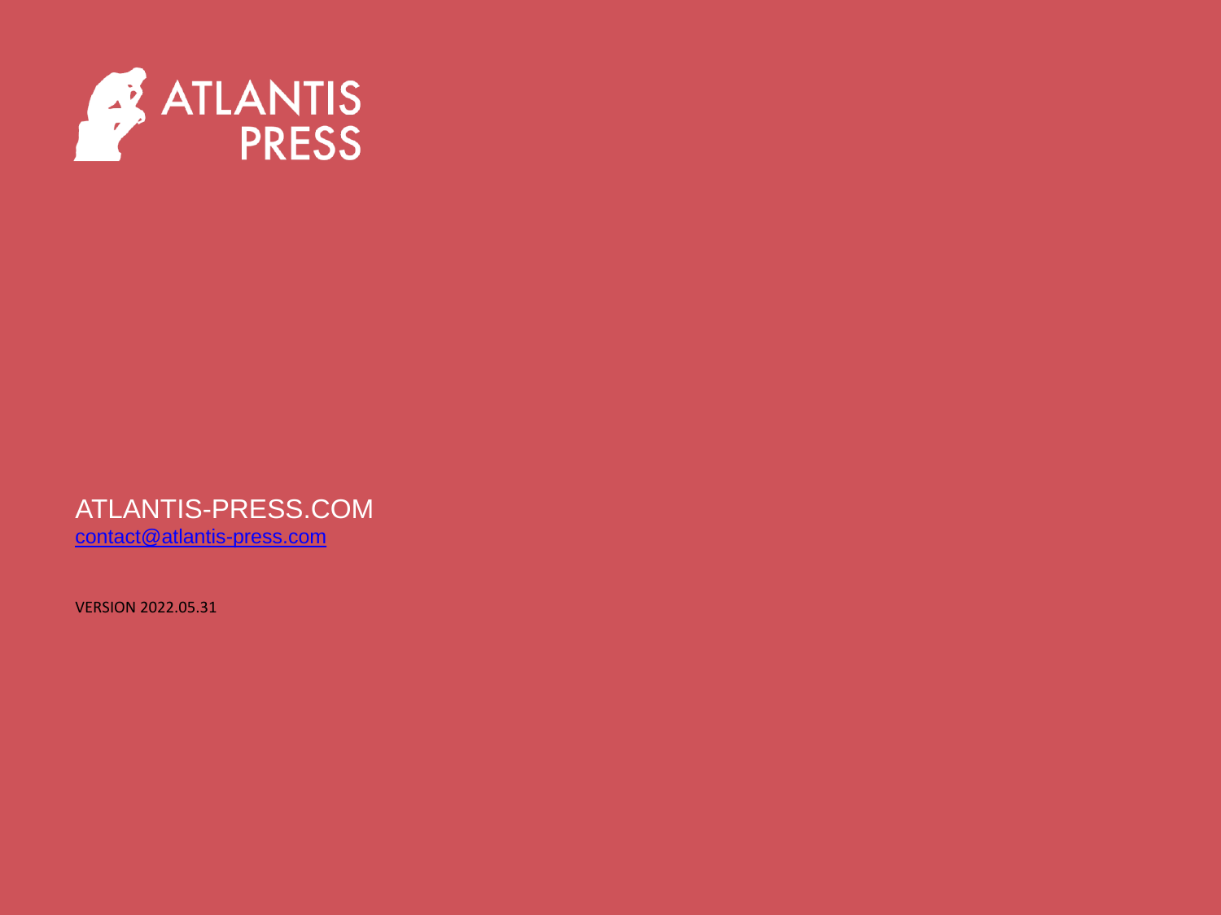ATLANTIS PRESS

ATLANTIS-PRESS.COM

contact@atlantis-press.com

VERSION 2022.05.31